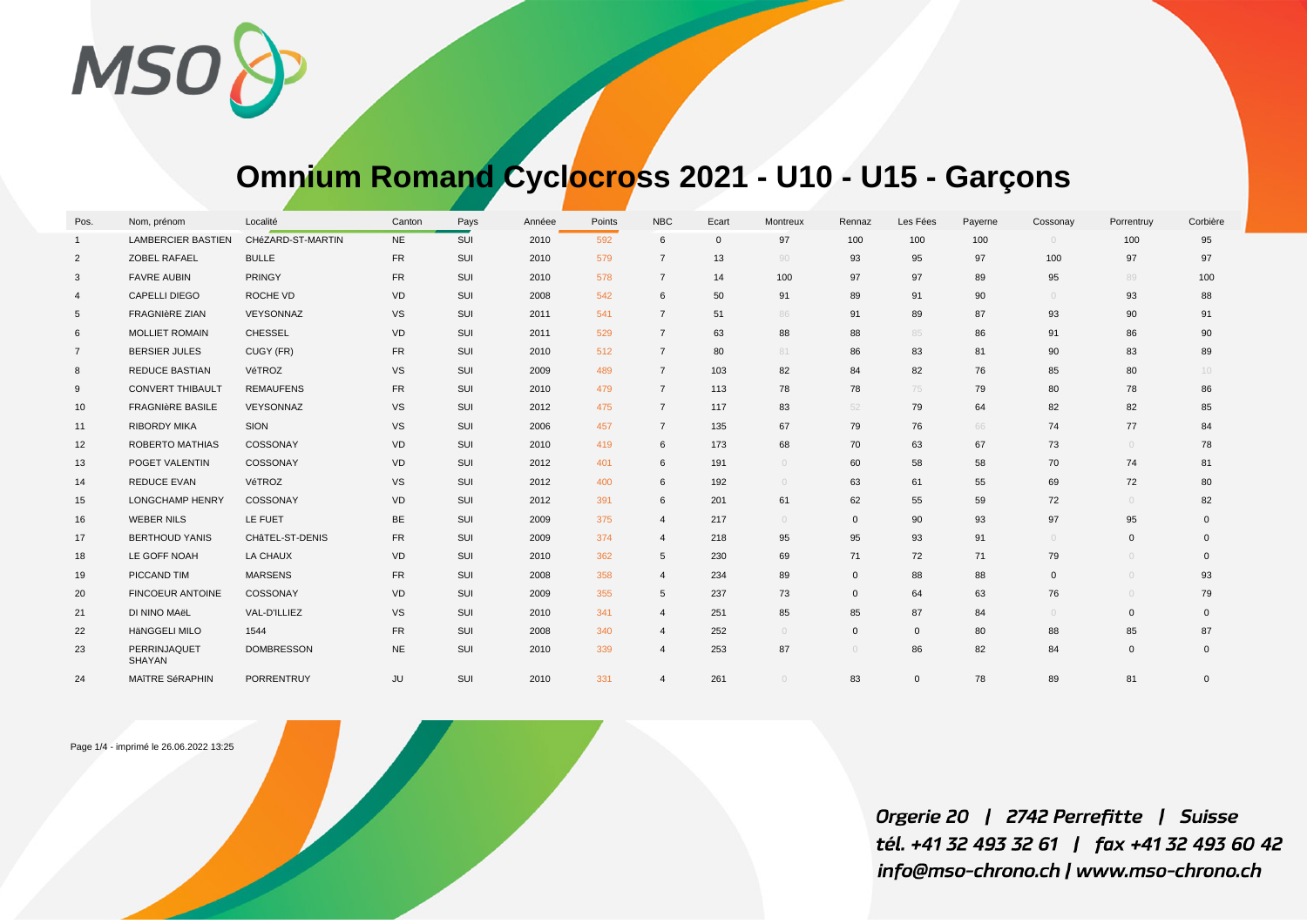# Omnium Romand Cyclocross 2021 - U10 - U15 - Garçons

| Pos. | Nom, prénom | Localité | Canton | Pays | Année | Points | NBC | Ecart | Montreux | Rennaz | Les Fées | Payerne | Cossonay | Porrentruy | Corbière |
|---|---|---|---|---|---|---|---|---|---|---|---|---|---|---|---|
| 1 | LAMBERCIER BASTIEN | CHéZARD-ST-MARTIN | NE | SUI | 2010 | 592 | 6 | 0 | 97 | 100 | 100 | 100 | 0 | 100 | 95 |
| 2 | ZOBEL RAFAEL | BULLE | FR | SUI | 2010 | 579 | 7 | 13 | 90 | 93 | 95 | 97 | 100 | 97 | 97 |
| 3 | FAVRE AUBIN | PRINGY | FR | SUI | 2010 | 578 | 7 | 14 | 100 | 97 | 97 | 89 | 95 | 89 | 100 |
| 4 | CAPELLI DIEGO | ROCHE VD | VD | SUI | 2008 | 542 | 6 | 50 | 91 | 89 | 91 | 90 | 0 | 93 | 88 |
| 5 | FRAGNIèRE ZIAN | VEYSONNAZ | VS | SUI | 2011 | 541 | 7 | 51 | 86 | 91 | 89 | 87 | 93 | 90 | 91 |
| 6 | MOLLIET ROMAIN | CHESSEL | VD | SUI | 2011 | 529 | 7 | 63 | 88 | 88 | 85 | 86 | 91 | 86 | 90 |
| 7 | BERSIER JULES | CUGY (FR) | FR | SUI | 2010 | 512 | 7 | 80 | 81 | 86 | 83 | 81 | 90 | 83 | 89 |
| 8 | REDUCE BASTIAN | VéTROZ | VS | SUI | 2009 | 489 | 7 | 103 | 82 | 84 | 82 | 76 | 85 | 80 | 10 |
| 9 | CONVERT THIBAULT | REMAUFENS | FR | SUI | 2010 | 479 | 7 | 113 | 78 | 78 | 75 | 79 | 80 | 78 | 86 |
| 10 | FRAGNIèRE BASILE | VEYSONNAZ | VS | SUI | 2012 | 475 | 7 | 117 | 83 | 52 | 79 | 64 | 82 | 82 | 85 |
| 11 | RIBORDY MIKA | SION | VS | SUI | 2006 | 457 | 7 | 135 | 67 | 79 | 76 | 66 | 74 | 77 | 84 |
| 12 | ROBERTO MATHIAS | COSSONAY | VD | SUI | 2010 | 419 | 6 | 173 | 68 | 70 | 63 | 67 | 73 | 0 | 78 |
| 13 | POGET VALENTIN | COSSONAY | VD | SUI | 2012 | 401 | 6 | 191 | 0 | 60 | 58 | 58 | 70 | 74 | 81 |
| 14 | REDUCE EVAN | VéTROZ | VS | SUI | 2012 | 400 | 6 | 192 | 0 | 63 | 61 | 55 | 69 | 72 | 80 |
| 15 | LONGCHAMP HENRY | COSSONAY | VD | SUI | 2012 | 391 | 6 | 201 | 61 | 62 | 55 | 59 | 72 | 0 | 82 |
| 16 | WEBER NILS | LE FUET | BE | SUI | 2009 | 375 | 4 | 217 | 0 | 0 | 90 | 93 | 97 | 95 | 0 |
| 17 | BERTHOUD YANIS | CHâTEL-ST-DENIS | FR | SUI | 2009 | 374 | 4 | 218 | 95 | 95 | 93 | 91 | 0 | 0 | 0 |
| 18 | LE GOFF NOAH | LA CHAUX | VD | SUI | 2010 | 362 | 5 | 230 | 69 | 71 | 72 | 71 | 79 | 0 | 0 |
| 19 | PICCAND TIM | MARSENS | FR | SUI | 2008 | 358 | 4 | 234 | 89 | 0 | 88 | 88 | 0 | 0 | 93 |
| 20 | FINCOEUR ANTOINE | COSSONAY | VD | SUI | 2009 | 355 | 5 | 237 | 73 | 0 | 64 | 63 | 76 | 0 | 79 |
| 21 | DI NINO MAëL | VAL-D'ILLIEZ | VS | SUI | 2010 | 341 | 4 | 251 | 85 | 85 | 87 | 84 | 0 | 0 | 0 |
| 22 | HäNGGELI MILO | 1544 | FR | SUI | 2008 | 340 | 4 | 252 | 0 | 0 | 0 | 80 | 88 | 85 | 87 |
| 23 | PERRINJAQUET SHAYAN | DOMBRESSON | NE | SUI | 2010 | 339 | 4 | 253 | 87 | 0 | 86 | 82 | 84 | 0 | 0 |
| 24 | MAîTRE SéRAPHIN | PORRENTRUY | JU | SUI | 2010 | 331 | 4 | 261 | 0 | 83 | 0 | 78 | 89 | 81 | 0 |

Page 1/4 - imprimé le 26.06.2022 13:25

*Orgerie 20 | 2742 Perrefitte | Suisse*
*tél. +41 32 493 32 61 | fax +41 32 493 60 42*
*info@mso-chrono.ch | www.mso-chrono.ch*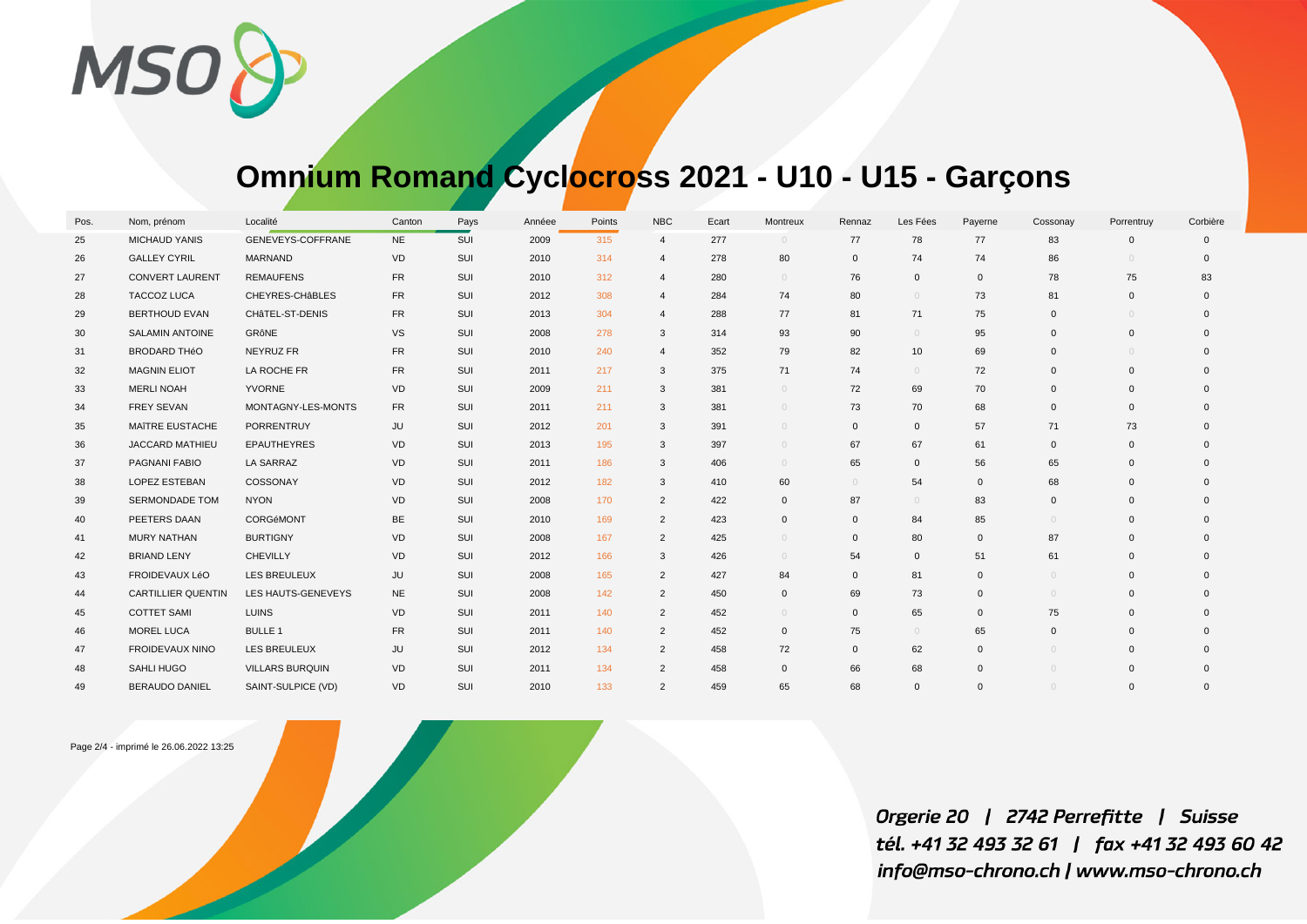# Omnium Romand Cyclocross 2021 - U10 - U15 - Garçons

| Pos. | Nom, prénom | Localité | Canton | Pays | Année | Points | NBC | Ecart | Montreux | Rennaz | Les Fées | Payerne | Cossonay | Porrentruy | Corbière |
|---|---|---|---|---|---|---|---|---|---|---|---|---|---|---|---|
| 25 | MICHAUD YANIS | GENEVEYS-COFFRANE | NE | SUI | 2009 | 315 | 4 | 277 | 0 | 77 | 78 | 77 | 83 | 0 | 0 |
| 26 | GALLEY CYRIL | MARNAND | VD | SUI | 2010 | 314 | 4 | 278 | 80 | 0 | 74 | 74 | 86 | 0 | 0 |
| 27 | CONVERT LAURENT | REMAUFENS | FR | SUI | 2010 | 312 | 4 | 280 | 0 | 76 | 0 | 0 | 78 | 75 | 83 |
| 28 | TACCOZ LUCA | CHEYRES-CHâBLES | FR | SUI | 2012 | 308 | 4 | 284 | 74 | 80 | 0 | 73 | 81 | 0 | 0 |
| 29 | BERTHOUD EVAN | CHâTEL-ST-DENIS | FR | SUI | 2013 | 304 | 4 | 288 | 77 | 81 | 71 | 75 | 0 | 0 | 0 |
| 30 | SALAMIN ANTOINE | GRôNE | VS | SUI | 2008 | 278 | 3 | 314 | 93 | 90 | 0 | 95 | 0 | 0 | 0 |
| 31 | BRODARD THéO | NEYRUZ FR | FR | SUI | 2010 | 240 | 4 | 352 | 79 | 82 | 10 | 69 | 0 | 0 | 0 |
| 32 | MAGNIN ELIOT | LA ROCHE FR | FR | SUI | 2011 | 217 | 3 | 375 | 71 | 74 | 0 | 72 | 0 | 0 | 0 |
| 33 | MERLI NOAH | YVORNE | VD | SUI | 2009 | 211 | 3 | 381 | 0 | 72 | 69 | 70 | 0 | 0 | 0 |
| 34 | FREY SEVAN | MONTAGNY-LES-MONTS | FR | SUI | 2011 | 211 | 3 | 381 | 0 | 73 | 70 | 68 | 0 | 0 | 0 |
| 35 | MAÎTRE EUSTACHE | PORRENTRUY | JU | SUI | 2012 | 201 | 3 | 391 | 0 | 0 | 0 | 57 | 71 | 73 | 0 |
| 36 | JACCARD MATHIEU | EPAUTHEYRES | VD | SUI | 2013 | 195 | 3 | 397 | 0 | 67 | 67 | 61 | 0 | 0 | 0 |
| 37 | PAGNANI FABIO | LA SARRAZ | VD | SUI | 2011 | 186 | 3 | 406 | 0 | 65 | 0 | 56 | 65 | 0 | 0 |
| 38 | LOPEZ ESTEBAN | COSSONAY | VD | SUI | 2012 | 182 | 3 | 410 | 60 | 0 | 54 | 0 | 68 | 0 | 0 |
| 39 | SERMONDADE TOM | NYON | VD | SUI | 2008 | 170 | 2 | 422 | 0 | 87 | 0 | 83 | 0 | 0 | 0 |
| 40 | PEETERS DAAN | CORGéMONT | BE | SUI | 2010 | 169 | 2 | 423 | 0 | 0 | 84 | 85 | 0 | 0 | 0 |
| 41 | MURY NATHAN | BURTIGNY | VD | SUI | 2008 | 167 | 2 | 425 | 0 | 0 | 80 | 0 | 87 | 0 | 0 |
| 42 | BRIAND LENY | CHEVILLY | VD | SUI | 2012 | 166 | 3 | 426 | 0 | 54 | 0 | 51 | 61 | 0 | 0 |
| 43 | FROIDEVAUX LéO | LES BREULEUX | JU | SUI | 2008 | 165 | 2 | 427 | 84 | 0 | 81 | 0 | 0 | 0 | 0 |
| 44 | CARTILLIER QUENTIN | LES HAUTS-GENEVEYS | NE | SUI | 2008 | 142 | 2 | 450 | 0 | 69 | 73 | 0 | 0 | 0 | 0 |
| 45 | COTTET SAMI | LUINS | VD | SUI | 2011 | 140 | 2 | 452 | 0 | 0 | 65 | 0 | 75 | 0 | 0 |
| 46 | MOREL LUCA | BULLE 1 | FR | SUI | 2011 | 140 | 2 | 452 | 0 | 75 | 0 | 65 | 0 | 0 | 0 |
| 47 | FROIDEVAUX NINO | LES BREULEUX | JU | SUI | 2012 | 134 | 2 | 458 | 72 | 0 | 62 | 0 | 0 | 0 | 0 |
| 48 | SAHLI HUGO | VILLARS BURQUIN | VD | SUI | 2011 | 134 | 2 | 458 | 0 | 66 | 68 | 0 | 0 | 0 | 0 |
| 49 | BERAUDO DANIEL | SAINT-SULPICE (VD) | VD | SUI | 2010 | 133 | 2 | 459 | 65 | 68 | 0 | 0 | 0 | 0 | 0 |

Page 2/4 - imprimé le 26.06.2022 13:25

Orgerie 20 | 2742 Perrefitte | Suisse
tél. +41 32 493 32 61 | fax +41 32 493 60 42
info@mso-chrono.ch | www.mso-chrono.ch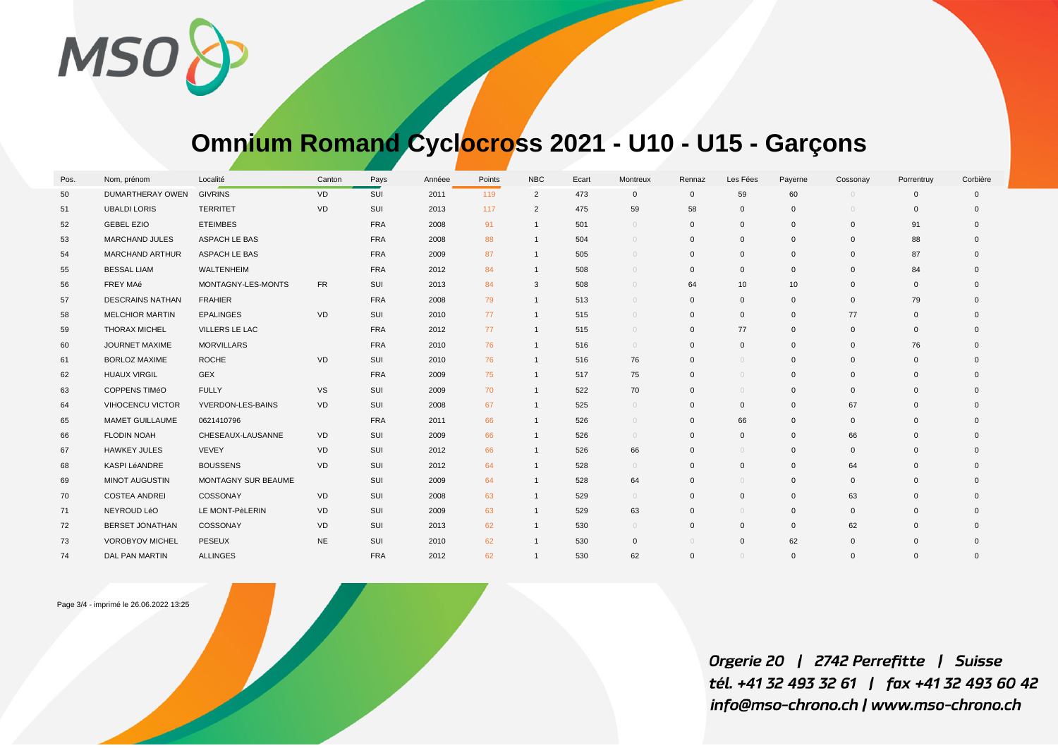# Omnium Romand Cyclocross 2021 - U10 - U15 - Garçons

| Pos. | Nom, prénom | Localité | Canton | Pays | Année | Points | NBC | Ecart | Montreux | Rennaz | Les Fées | Payerne | Cossonay | Porrentruy | Corbière |
|---|---|---|---|---|---|---|---|---|---|---|---|---|---|---|---|
| 50 | DUMARTHERAY OWEN | GIVRINS | VD | SUI | 2011 | 119 | 2 | 473 | 0 | 0 | 59 | 60 | 0 | 0 | 0 |
| 51 | UBALDI LORIS | TERRITET | VD | SUI | 2013 | 117 | 2 | 475 | 59 | 58 | 0 | 0 | 0 | 0 | 0 |
| 52 | GEBEL EZIO | ETEIMBES | | FRA | 2008 | 91 | 1 | 501 | 0 | 0 | 0 | 0 | 0 | 91 | 0 |
| 53 | MARCHAND JULES | ASPACH LE BAS | | FRA | 2008 | 88 | 1 | 504 | 0 | 0 | 0 | 0 | 0 | 88 | 0 |
| 54 | MARCHAND ARTHUR | ASPACH LE BAS | | FRA | 2009 | 87 | 1 | 505 | 0 | 0 | 0 | 0 | 0 | 87 | 0 |
| 55 | BESSAL LIAM | WALTENHEIM | | FRA | 2012 | 84 | 1 | 508 | 0 | 0 | 0 | 0 | 0 | 84 | 0 |
| 56 | FREY MAé | MONTAGNY-LES-MONTS | FR | SUI | 2013 | 84 | 3 | 508 | 0 | 64 | 10 | 10 | 0 | 0 | 0 |
| 57 | DESCRAINS NATHAN | FRAHIER | | FRA | 2008 | 79 | 1 | 513 | 0 | 0 | 0 | 0 | 0 | 79 | 0 |
| 58 | MELCHIOR MARTIN | EPALINGES | VD | SUI | 2010 | 77 | 1 | 515 | 0 | 0 | 0 | 0 | 77 | 0 | 0 |
| 59 | THORAX MICHEL | VILLERS LE LAC | | FRA | 2012 | 77 | 1 | 515 | 0 | 0 | 77 | 0 | 0 | 0 | 0 |
| 60 | JOURNET MAXIME | MORVILLARS | | FRA | 2010 | 76 | 1 | 516 | 0 | 0 | 0 | 0 | 0 | 76 | 0 |
| 61 | BORLOZ MAXIME | ROCHE | VD | SUI | 2010 | 76 | 1 | 516 | 76 | 0 | 0 | 0 | 0 | 0 | 0 |
| 62 | HUAUX VIRGIL | GEX | | FRA | 2009 | 75 | 1 | 517 | 75 | 0 | 0 | 0 | 0 | 0 | 0 |
| 63 | COPPENS TIMéO | FULLY | VS | SUI | 2009 | 70 | 1 | 522 | 70 | 0 | 0 | 0 | 0 | 0 | 0 |
| 64 | VIHOCENCU VICTOR | YVERDON-LES-BAINS | VD | SUI | 2008 | 67 | 1 | 525 | 0 | 0 | 0 | 0 | 67 | 0 | 0 |
| 65 | MAMET GUILLAUME | 0621410796 | | FRA | 2011 | 66 | 1 | 526 | 0 | 0 | 66 | 0 | 0 | 0 | 0 |
| 66 | FLODIN NOAH | CHESEAUX-LAUSANNE | VD | SUI | 2009 | 66 | 1 | 526 | 0 | 0 | 0 | 0 | 66 | 0 | 0 |
| 67 | HAWKEY JULES | VEVEY | VD | SUI | 2012 | 66 | 1 | 526 | 66 | 0 | 0 | 0 | 0 | 0 | 0 |
| 68 | KASPI LéANDRE | BOUSSENS | VD | SUI | 2012 | 64 | 1 | 528 | 0 | 0 | 0 | 0 | 64 | 0 | 0 |
| 69 | MINOT AUGUSTIN | MONTAGNY SUR BEAUME | | SUI | 2009 | 64 | 1 | 528 | 64 | 0 | 0 | 0 | 0 | 0 | 0 |
| 70 | COSTEA ANDREI | COSSONAY | VD | SUI | 2008 | 63 | 1 | 529 | 0 | 0 | 0 | 0 | 63 | 0 | 0 |
| 71 | NEYROUD LéO | LE MONT-PèLERIN | VD | SUI | 2009 | 63 | 1 | 529 | 63 | 0 | 0 | 0 | 0 | 0 | 0 |
| 72 | BERSET JONATHAN | COSSONAY | VD | SUI | 2013 | 62 | 1 | 530 | 0 | 0 | 0 | 0 | 62 | 0 | 0 |
| 73 | VOROBYOV MICHEL | PESEUX | NE | SUI | 2010 | 62 | 1 | 530 | 0 | 0 | 0 | 62 | 0 | 0 | 0 |
| 74 | DAL PAN MARTIN | ALLINGES | | FRA | 2012 | 62 | 1 | 530 | 62 | 0 | 0 | 0 | 0 | 0 | 0 |

Page 3/4 - imprimé le 26.06.2022 13:25

*Orgerie 20 | 2742 Perrefitte | Suisse*
*tél. +41 32 493 32 61 | fax +41 32 493 60 42*
*info@mso-chrono.ch | www.mso-chrono.ch*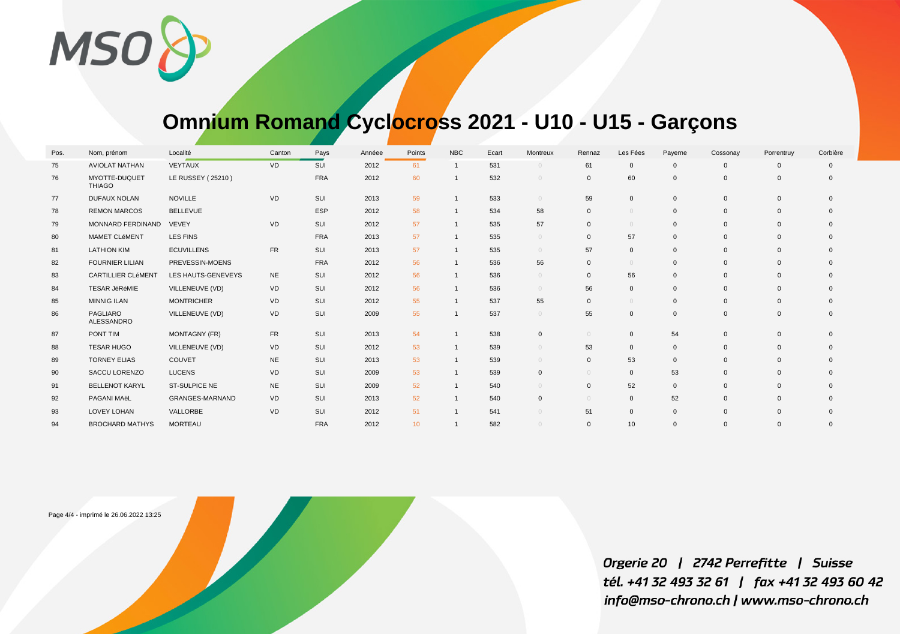# Omnium Romand Cyclocross 2021 - U10 - U15 - Garçons

| Pos. | Nom, prénom | Localité | Canton | Pays | Annéee | Points | NBC | Ecart | Montreux | Rennaz | Les Fées | Payerne | Cossonay | Porrentruy | Corbière |
|---|---|---|---|---|---|---|---|---|---|---|---|---|---|---|---|
| 75 | AVIOLAT NATHAN | VEYTAUX | VD | SUI | 2012 | 61 | 1 | 531 | 0 | 61 | 0 | 0 | 0 | 0 | 0 |
| 76 | MYOTTE-DUQUET THIAGO | LE RUSSEY ( 25210 ) | | FRA | 2012 | 60 | 1 | 532 | 0 | 0 | 60 | 0 | 0 | 0 | 0 |
| 77 | DUFAUX NOLAN | NOVILLE | VD | SUI | 2013 | 59 | 1 | 533 | 0 | 59 | 0 | 0 | 0 | 0 | 0 |
| 78 | REMON MARCOS | BELLEVUE | | ESP | 2012 | 58 | 1 | 534 | 58 | 0 | 0 | 0 | 0 | 0 | 0 |
| 79 | MONNARD FERDINAND | VEVEY | VD | SUI | 2012 | 57 | 1 | 535 | 57 | 0 | 0 | 0 | 0 | 0 | 0 |
| 80 | MAMET CLéMENT | LES FINS | | FRA | 2013 | 57 | 1 | 535 | 0 | 0 | 57 | 0 | 0 | 0 | 0 |
| 81 | LATHION KIM | ECUVILLENS | FR | SUI | 2013 | 57 | 1 | 535 | 0 | 57 | 0 | 0 | 0 | 0 | 0 |
| 82 | FOURNIER LILIAN | PREVESSIN-MOENS | | FRA | 2012 | 56 | 1 | 536 | 56 | 0 | 0 | 0 | 0 | 0 | 0 |
| 83 | CARTILLIER CLéMENT | LES HAUTS-GENEVEYS | NE | SUI | 2012 | 56 | 1 | 536 | 0 | 0 | 56 | 0 | 0 | 0 | 0 |
| 84 | TESAR JéRéMIE | VILLENEUVE (VD) | VD | SUI | 2012 | 56 | 1 | 536 | 0 | 56 | 0 | 0 | 0 | 0 | 0 |
| 85 | MINNIG ILAN | MONTRICHER | VD | SUI | 2012 | 55 | 1 | 537 | 55 | 0 | 0 | 0 | 0 | 0 | 0 |
| 86 | PAGLIARO ALESSANDRO | VILLENEUVE (VD) | VD | SUI | 2009 | 55 | 1 | 537 | 0 | 55 | 0 | 0 | 0 | 0 | 0 |
| 87 | PONT TIM | MONTAGNY (FR) | FR | SUI | 2013 | 54 | 1 | 538 | 0 | 0 | 0 | 54 | 0 | 0 | 0 |
| 88 | TESAR HUGO | VILLENEUVE (VD) | VD | SUI | 2012 | 53 | 1 | 539 | 0 | 53 | 0 | 0 | 0 | 0 | 0 |
| 89 | TORNEY ELIAS | COUVET | NE | SUI | 2013 | 53 | 1 | 539 | 0 | 0 | 53 | 0 | 0 | 0 | 0 |
| 90 | SACCU LORENZO | LUCENS | VD | SUI | 2009 | 53 | 1 | 539 | 0 | 0 | 0 | 53 | 0 | 0 | 0 |
| 91 | BELLENOT KARYL | ST-SULPICE NE | NE | SUI | 2009 | 52 | 1 | 540 | 0 | 0 | 52 | 0 | 0 | 0 | 0 |
| 92 | PAGANI MAëL | GRANGES-MARNAND | VD | SUI | 2013 | 52 | 1 | 540 | 0 | 0 | 0 | 52 | 0 | 0 | 0 |
| 93 | LOVEY LOHAN | VALLORBE | VD | SUI | 2012 | 51 | 1 | 541 | 0 | 51 | 0 | 0 | 0 | 0 | 0 |
| 94 | BROCHARD MATHYS | MORTEAU | | FRA | 2012 | 10 | 1 | 582 | 0 | 0 | 10 | 0 | 0 | 0 | 0 |

Page 4/4 - imprimé le 26.06.2022 13:25

*Orgerie 20 | 2742 Perrefitte | Suisse*
*tél. +41 32 493 32 61 | fax +41 32 493 60 42*
*info@mso-chrono.ch | www.mso-chrono.ch*